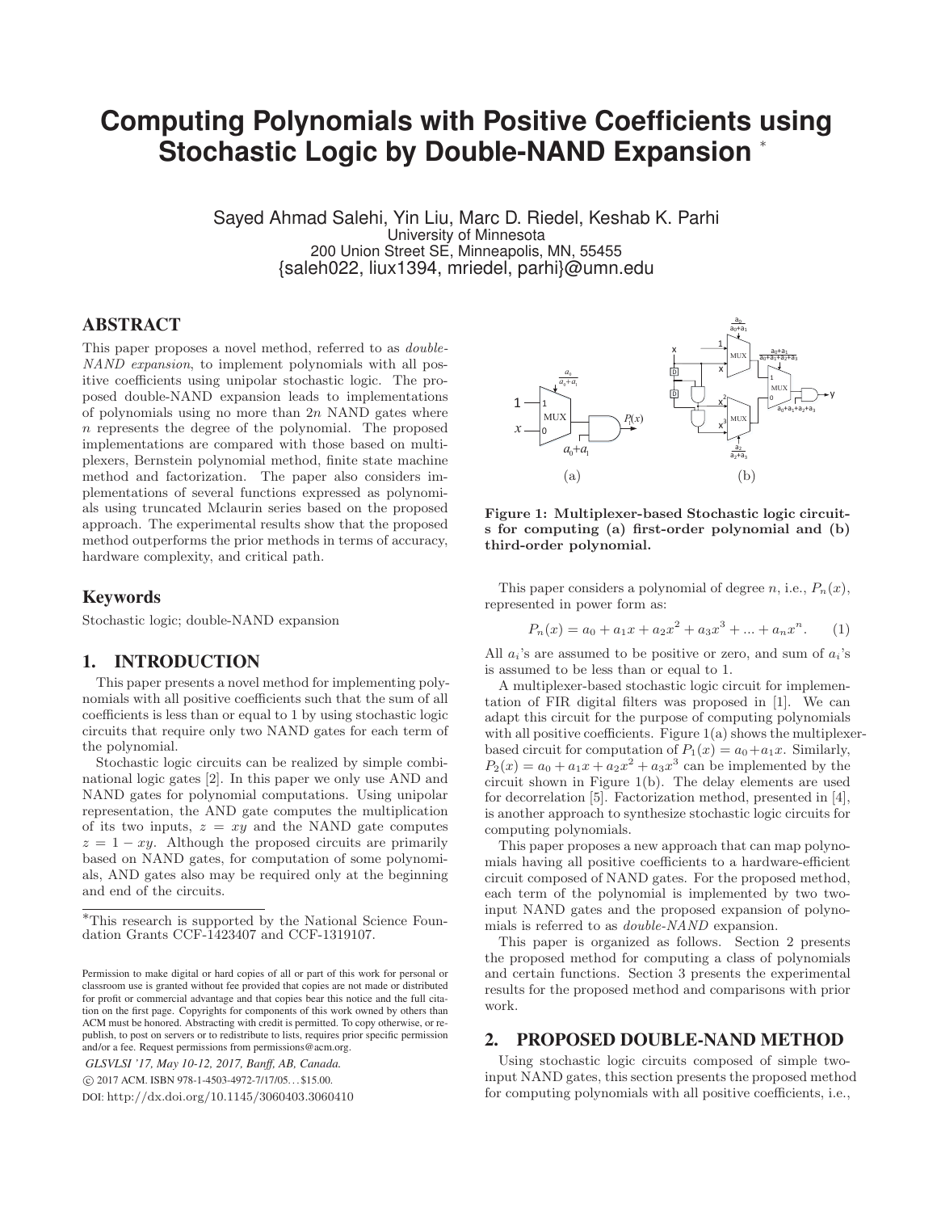# Computing Polynomials with Positive Coefficients using Stochastic Logic by Double-NAND Expansion [*]

Sayed Ahmad Salehi, Yin Liu, Marc D. Riedel, Keshab K. Parhi
University of Minnesota
200 Union Street SE, Minneapolis, MN, 55455
{saleh022, liux1394, mriedel, parhi}@umn.edu

## ABSTRACT

This paper proposes a novel method, referred to as *double-NAND expansion*, to implement polynomials with all positive coefficients using unipolar stochastic logic. The proposed double-NAND expansion leads to implementations of polynomials using no more than $2n$ NAND gates where $n$ represents the degree of the polynomial. The proposed implementations are compared with those based on multiplexers, Bernstein polynomial method, finite state machine method and factorization. The paper also considers implementations of several functions expressed as polynomials using truncated Mclaurin series based on the proposed approach. The experimental results show that the proposed method outperforms the prior methods in terms of accuracy, hardware complexity, and critical path.

## Keywords

Stochastic logic; double-NAND expansion

## 1. INTRODUCTION

This paper presents a novel method for implementing polynomials with all positive coefficients such that the sum of all coefficients is less than or equal to 1 by using stochastic logic circuits that require only two NAND gates for each term of the polynomial.

Stochastic logic circuits can be realized by simple combinational logic gates [2]. In this paper we only use AND and NAND gates for polynomial computations. Using unipolar representation, the AND gate computes the multiplication of its two inputs, $z = xy$ and the NAND gate computes $z = 1 - xy$. Although the proposed circuits are primarily based on NAND gates, for computation of some polynomials, AND gates also may be required only at the beginning and end of the circuits.

*This research is supported by the National Science Foundation Grants CCF-1423407 and CCF-1319107.

Permission to make digital or hard copies of all or part of this work for personal or classroom use is granted without fee provided that copies are not made or distributed for profit or commercial advantage and that copies bear this notice and the full citation on the first page. Copyrights for components of this work owned by others than ACM must be honored. Abstracting with credit is permitted. To copy otherwise, or republish, to post on servers or to redistribute to lists, requires prior specific permission and/or a fee. Request permissions from permissions@acm.org.

*GLSVLSI '17, May 10-12, 2017, Banff, AB, Canada.*
© 2017 ACM. ISBN 978-1-4503-4972-7/17/05…$15.00.
DOI: http://dx.doi.org/10.1145/3060403.3060410

**Figure 1: Multiplexer-based Stochastic logic circuits for computing (a) first-order polynomial and (b) third-order polynomial.**

This paper considers a polynomial of degree $n$, i.e., $P_n(x)$, represented in power form as:

$$P_n(x) = a_0 + a_1 x + a_2 x^2 + a_3 x^3 + ... + a_n x^n. \quad (1)$$

All $a_i$'s are assumed to be positive or zero, and sum of $a_i$'s is assumed to be less than or equal to 1.

A multiplexer-based stochastic logic circuit for implementation of FIR digital filters was proposed in [1]. We can adapt this circuit for the purpose of computing polynomials with all positive coefficients. Figure 1(a) shows the multiplexer-based circuit for computation of $P_1(x) = a_0 + a_1 x$. Similarly, $P_2(x) = a_0 + a_1 x + a_2 x^2 + a_3 x^3$ can be implemented by the circuit shown in Figure 1(b). The delay elements are used for decorrelation [5]. Factorization method, presented in [4], is another approach to synthesize stochastic logic circuits for computing polynomials.

This paper proposes a new approach that can map polynomials having all positive coefficients to a hardware-efficient circuit composed of NAND gates. For the proposed method, each term of the polynomial is implemented by two two-input NAND gates and the proposed expansion of polynomials is referred to as *double-NAND* expansion.

This paper is organized as follows. Section 2 presents the proposed method for computing a class of polynomials and certain functions. Section 3 presents the experimental results for the proposed method and comparisons with prior work.

## 2. PROPOSED DOUBLE-NAND METHOD

Using stochastic logic circuits composed of simple two-input NAND gates, this section presents the proposed method for computing polynomials with all positive coefficients, i.e.,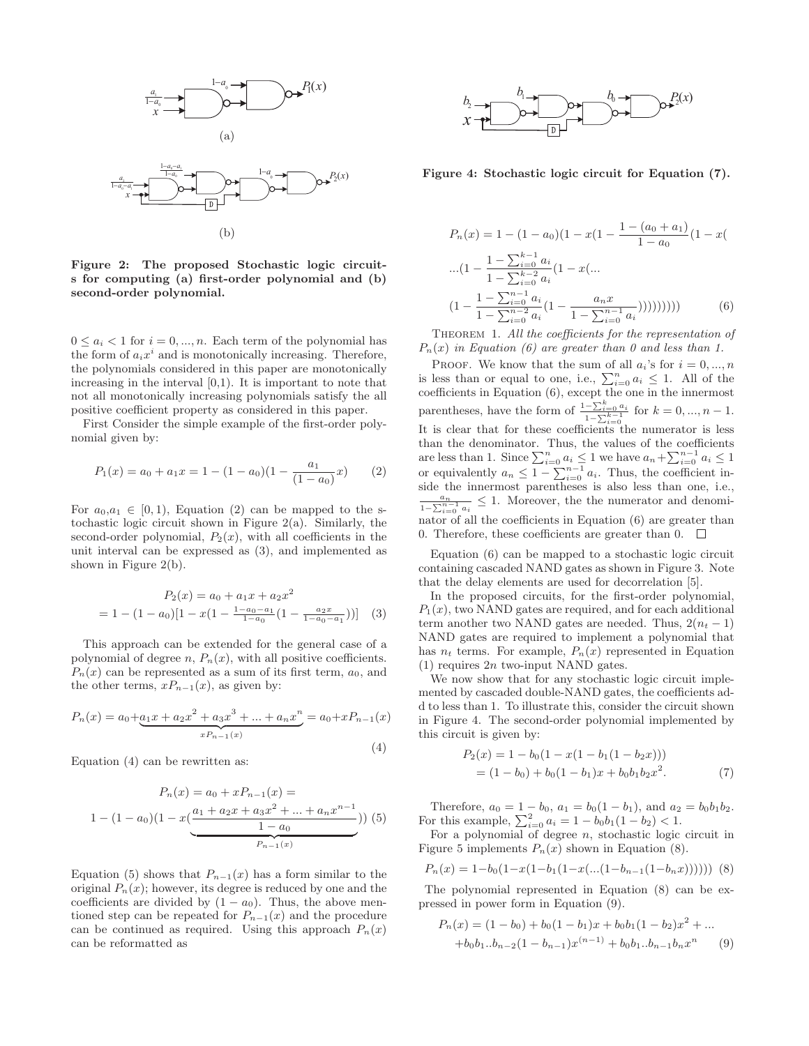Figure 2: The proposed Stochastic logic circuits for computing (a) first-order polynomial and (b) second-order polynomial.

$0 \le a_i < 1$ for $i = 0, ..., n$. Each term of the polynomial has the form of $a_i x^i$ and is monotonically increasing. Therefore, the polynomials considered in this paper are monotonically increasing in the interval [0,1). It is important to note that not all monotonically increasing polynomials satisfy the all positive coefficient property as considered in this paper.

First Consider the simple example of the first-order polynomial given by:

$$P_1(x) = a_0 + a_1 x = 1 - (1 - a_0)(1 - \frac{a_1}{(1 - a_0)}x) \quad (2)$$

For $a_0, a_1 \in [0, 1)$, Equation (2) can be mapped to the stochastic logic circuit shown in Figure 2(a). Similarly, the second-order polynomial, $P_2(x)$, with all coefficients in the unit interval can be expressed as (3), and implemented as shown in Figure 2(b).

$$P_2(x) = a_0 + a_1 x + a_2 x^2$$
$$= 1 - (1 - a_0)[1 - x(1 - \frac{1-a_0-a_1}{1-a_0}(1 - \frac{a_2 x}{1-a_0-a_1}))] \quad (3)$$

This approach can be extended for the general case of a polynomial of degree $n$, $P_n(x)$, with all positive coefficients. $P_n(x)$ can be represented as a sum of its first term, $a_0$, and the other terms, $xP_{n-1}(x)$, as given by:

$$P_n(x) = a_0 + \underbrace{a_1 x + a_2 x^2 + a_3 x^3 + ... + a_n x^n}_{xP_{n-1}(x)} = a_0 + xP_{n-1}(x) \quad (4)$$

Equation (4) can be rewritten as:

$$P_n(x) = a_0 + xP_{n-1}(x) =$$
$$1 - (1 - a_0)(1 - x(\underbrace{\frac{a_1 + a_2 x + a_3 x^2 + ... + a_n x^{n-1}}{1 - a_0}}_{P_{n-1}(x)})) \quad (5)$$

Equation (5) shows that $P_{n-1}(x)$ has a form similar to the original $P_n(x)$; however, its degree is reduced by one and the coefficients are divided by $(1 - a_0)$. Thus, the above mentioned step can be repeated for $P_{n-1}(x)$ and the procedure can be continued as required. Using this approach $P_n(x)$ can be reformatted as

Figure 4: Stochastic logic circuit for Equation (7).

$$P_n(x) = 1 - (1 - a_0)(1 - x(1 - \frac{1 - (a_0 + a_1)}{1 - a_0}(1 - x($$
$$...(1 - \frac{1 - \sum_{i=0}^{k-1} a_i}{1 - \sum_{i=0}^{k-2} a_i}(1 - x(...$$
$$(1 - \frac{1 - \sum_{i=0}^{n-1} a_i}{1 - \sum_{i=0}^{n-2} a_i}(1 - \frac{a_n x}{1 - \sum_{i=0}^{n-1} a_i}))))))))) \quad (6)$$

**Theorem 1.** *All the coefficients for the representation of $P_n(x)$ in Equation (6) are greater than 0 and less than 1.*

**Proof.** We know that the sum of all $a_i$'s for $i = 0, ..., n$ is less than or equal to one, i.e., $\sum_{i=0}^{n} a_i \le 1$. All of the coefficients in Equation (6), except the one in the innermost parentheses, have the form of $\frac{1-\sum_{i=0}^{k} a_i}{1-\sum_{i=0}^{k-1}}$ for $k = 0, ..., n-1$. It is clear that for these coefficients the numerator is less than the denominator. Thus, the values of the coefficients are less than 1. Since $\sum_{i=0}^{n} a_i \le 1$ we have $a_n + \sum_{i=0}^{n-1} a_i \le 1$ or equivalently $a_n \le 1 - \sum_{i=0}^{n-1} a_i$. Thus, the coefficient inside the innermost parentheses is also less than one, i.e., $\frac{a_n}{1-\sum_{i=0}^{n-1} a_i} \le 1$. Moreover, the the numerator and denominator of all the coefficients in Equation (6) are greater than 0. Therefore, these coefficients are greater than 0. □

Equation (6) can be mapped to a stochastic logic circuit containing cascaded NAND gates as shown in Figure 3. Note that the delay elements are used for decorrelation [5].

In the proposed circuits, for the first-order polynomial, $P_1(x)$, two NAND gates are required, and for each additional term another two NAND gates are needed. Thus, $2(n_t - 1)$ NAND gates are required to implement a polynomial that has $n_t$ terms. For example, $P_n(x)$ represented in Equation (1) requires $2n$ two-input NAND gates.

We now show that for any stochastic logic circuit implemented by cascaded double-NAND gates, the coefficients add to less than 1. To illustrate this, consider the circuit shown in Figure 4. The second-order polynomial implemented by this circuit is given by:

$$P_2(x) = 1 - b_0(1 - x(1 - b_1(1 - b_2 x)))$$
$$= (1 - b_0) + b_0(1 - b_1)x + b_0 b_1 b_2 x^2. \quad (7)$$

Therefore, $a_0 = 1 - b_0$, $a_1 = b_0(1 - b_1)$, and $a_2 = b_0 b_1 b_2$. For this example, $\sum_{i=0}^{2} a_i = 1 - b_0 b_1(1 - b_2) < 1$.

For a polynomial of degree $n$, stochastic logic circuit in Figure 5 implements $P_n(x)$ shown in Equation (8).

$$P_n(x) = 1 - b_0(1 - x(1 - b_1(1 - x(...(1 - b_{n-1}(1 - b_n x)))))) \quad (8)$$

The polynomial represented in Equation (8) can be expressed in power form in Equation (9).

$$P_n(x) = (1 - b_0) + b_0(1 - b_1)x + b_0 b_1(1 - b_2)x^2 + ...$$
$$+ b_0 b_1 .. b_{n-2}(1 - b_{n-1})x^{(n-1)} + b_0 b_1 .. b_{n-1} b_n x^n \quad (9)$$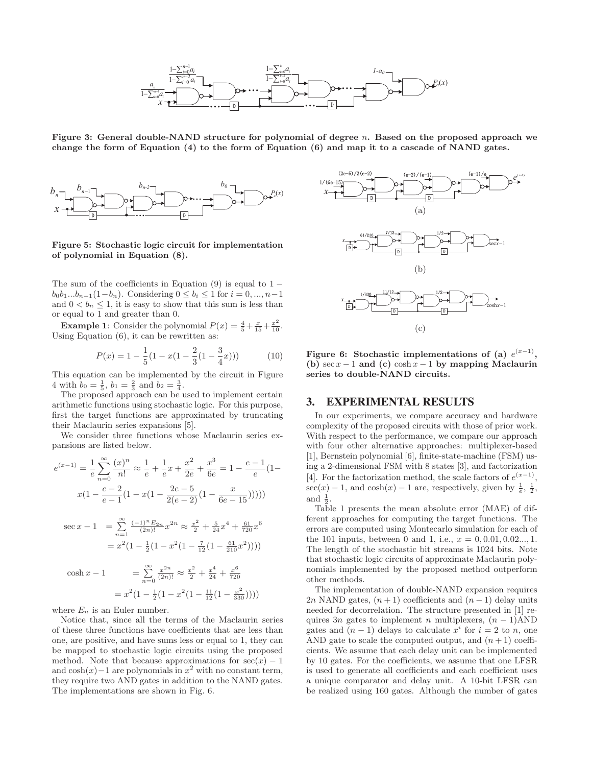**Figure 3: General double-NAND structure for polynomial of degree $n$. Based on the proposed approach we change the form of Equation (4) to the form of Equation (6) and map it to a cascade of NAND gates.**

**Figure 5: Stochastic logic circuit for implementation of polynomial in Equation (8).**

The sum of the coefficients in Equation (9) is equal to $1 - b_0 b_1 ... b_{n-1}(1-b_n)$. Considering $0 \leq b_i \leq 1$ for $i = 0, ..., n-1$ and $0 < b_n \leq 1$, it is easy to show that this sum is less than or equal to 1 and greater than 0.

**Example 1**: Consider the polynomial $P(x) = \frac{4}{5} + \frac{x}{15} + \frac{x^2}{10}$. Using Equation (6), it can be rewritten as:

$$P(x) = 1 - \frac{1}{5}(1 - x(1 - \frac{2}{3}(1 - \frac{3}{4}x))) \tag{10}$$

This equation can be implemented by the circuit in Figure 4 with $b_0 = \frac{1}{5}$, $b_1 = \frac{2}{3}$ and $b_2 = \frac{3}{4}$.

The proposed approach can be used to implement certain arithmetic functions using stochastic logic. For this purpose, first the target functions are approximated by truncating their Maclaurin series expansions [5].

We consider three functions whose Maclaurin series expansions are listed below.

$$e^{(x-1)} = \frac{1}{e}\sum_{n=0}^{\infty}\frac{(x)^n}{n!} \approx \frac{1}{e} + \frac{1}{e}x + \frac{x^2}{2e} + \frac{x^3}{6e} = 1 - \frac{e-1}{e}(1 - x(1 - \frac{e-2}{e-1}(1 - x(1 - \frac{2e-5}{2(e-2)}(1 - \frac{x}{6e-15})))))$$

$$\sec x - 1 = \sum_{n=1}^{\infty}\frac{(-1)^n E_{2n}}{(2n)!}x^{2n} \approx \frac{x^2}{2} + \frac{5}{24}x^4 + \frac{61}{720}x^6 = x^2(1 - \frac{1}{2}(1 - x^2(1 - \frac{7}{12}(1 - \frac{61}{210}x^2))))$$

$$\cosh x - 1 = \sum_{n=0}^{\infty}\frac{x^{2n}}{(2n)!} \approx \frac{x^2}{2} + \frac{x^4}{24} + \frac{x^6}{720} = x^2(1 - \frac{1}{2}(1 - x^2(1 - \frac{11}{12}(1 - \frac{x^2}{330}))))$$

where $E_n$ is an Euler number.

Notice that, since all the terms of the Maclaurin series of these three functions have coefficients that are less than one, are positive, and have sums less or equal to 1, they can be mapped to stochastic logic circuits using the proposed method. Note that because approximations for $\sec(x) - 1$ and $\cosh(x) - 1$ are polynomials in $x^2$ with no constant term, they require two AND gates in addition to the NAND gates. The implementations are shown in Fig. 6.

**Figure 6: Stochastic implementations of (a) $e^{(x-1)}$, (b) $\sec x - 1$ and (c) $\cosh x - 1$ by mapping Maclaurin series to double-NAND circuits.**

## 3. EXPERIMENTAL RESULTS

In our experiments, we compare accuracy and hardware complexity of the proposed circuits with those of prior work. With respect to the performance, we compare our approach with four other alternative approaches: multiplexer-based [1], Bernstein polynomial [6], finite-state-machine (FSM) using a 2-dimensional FSM with 8 states [3], and factorization [4]. For the factorization method, the scale factors of $e^{(x-1)}$, $\sec(x) - 1$, and $\cosh(x) - 1$ are, respectively, given by $\frac{1}{e}$, $\frac{1}{2}$, and $\frac{1}{2}$.

Table 1 presents the mean absolute error (MAE) of different approaches for computing the target functions. The errors are computed using Montecarlo simulation for each of the 101 inputs, between 0 and 1, i.e., $x = 0, 0.01, 0.02..., 1$. The length of the stochastic bit streams is 1024 bits. Note that stochastic logic circuits of approximate Maclaurin polynomials implemented by the proposed method outperform other methods.

The implementation of double-NAND expansion requires $2n$ NAND gates, $(n + 1)$ coefficients and $(n - 1)$ delay units needed for decorrelation. The structure presented in [1] requires $3n$ gates to implement $n$ multiplexers, $(n - 1)$AND gates and $(n - 1)$ delays to calculate $x^i$ for $i = 2$ to $n$, one AND gate to scale the computed output, and $(n + 1)$ coefficients. We assume that each delay unit can be implemented by 10 gates. For the coefficients, we assume that one LFSR is used to generate all coefficients and each coefficient uses a unique comparator and delay unit. A 10-bit LFSR can be realized using 160 gates. Although the number of gates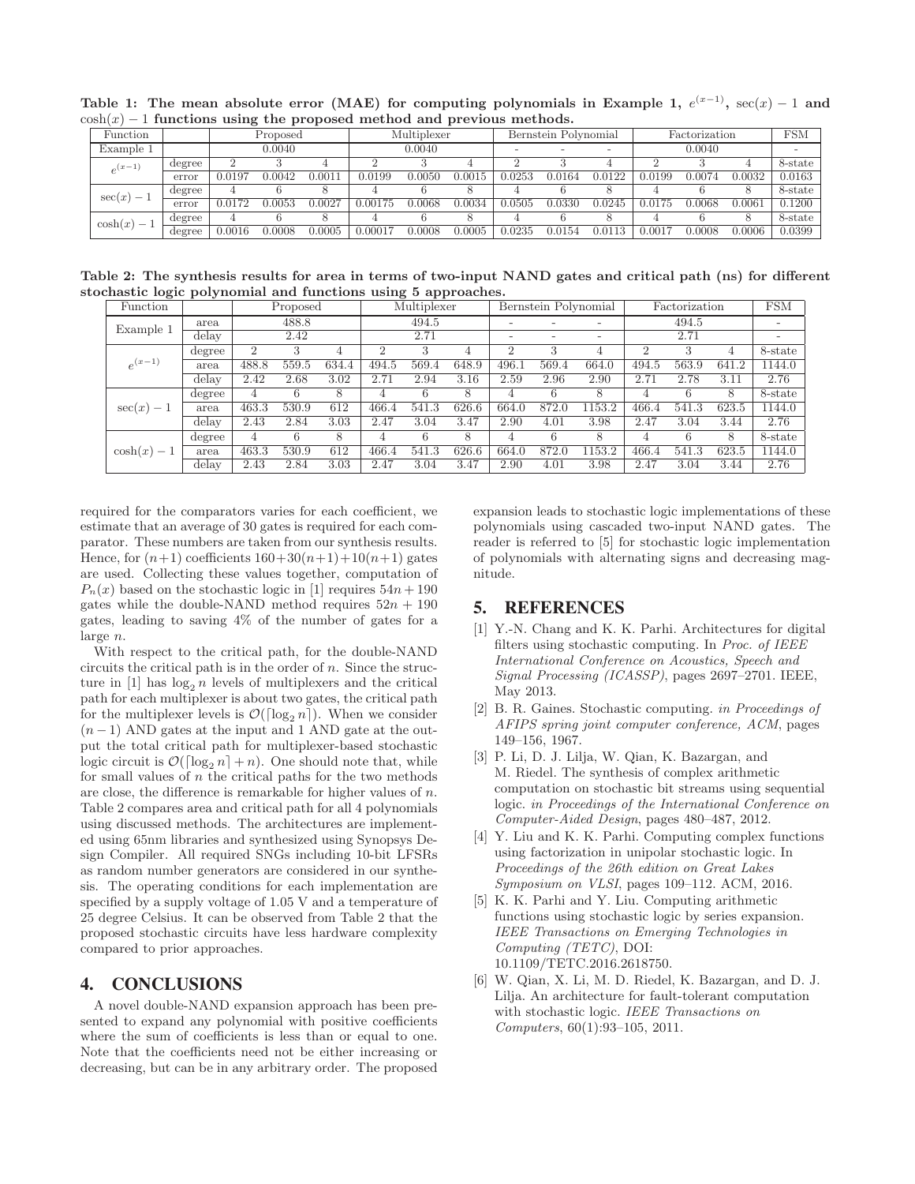**Table 1: The mean absolute error (MAE) for computing polynomials in Example 1, $e^{(x-1)}$, $\sec(x)-1$ and $\cosh(x)-1$ functions using the proposed method and previous methods.**

| Function | | Proposed | | | Multiplexer | | | Bernstein Polynomial | | | Factorization | | | FSM |
|---|---|---|---|---|---|---|---|---|---|---|---|---|---|---|
| Example 1 | | 0.0040 | | | 0.0040 | | | - | - | - | 0.0040 | | | - |
| $e^{(x-1)}$ | degree | 2 | 3 | 4 | 2 | 3 | 4 | 2 | 3 | 4 | 2 | 3 | 4 | 8-state |
| | error | 0.0197 | 0.0042 | 0.0011 | 0.0199 | 0.0050 | 0.0015 | 0.0253 | 0.0164 | 0.0122 | 0.0199 | 0.0074 | 0.0032 | 0.0163 |
| $\sec(x)-1$ | degree | 4 | 6 | 8 | 4 | 6 | 8 | 4 | 6 | 8 | 4 | 6 | 8 | 8-state |
| | error | 0.0172 | 0.0053 | 0.0027 | 0.00175 | 0.0068 | 0.0034 | 0.0505 | 0.0330 | 0.0245 | 0.0175 | 0.0068 | 0.0061 | 0.1200 |
| $\cosh(x)-1$ | degree | 4 | 6 | 8 | 4 | 6 | 8 | 4 | 6 | 8 | 4 | 6 | 8 | 8-state |
| | degree | 0.0016 | 0.0008 | 0.0005 | 0.00017 | 0.0008 | 0.0005 | 0.0235 | 0.0154 | 0.0113 | 0.0017 | 0.0008 | 0.0006 | 0.0399 |

**Table 2: The synthesis results for area in terms of two-input NAND gates and critical path (ns) for different stochastic logic polynomial and functions using 5 approaches.**

| Function | | Proposed | | | Multiplexer | | | Bernstein Polynomial | | | Factorization | | | FSM |
|---|---|---|---|---|---|---|---|---|---|---|---|---|---|---|
| Example 1 | area | 488.8 | | | 494.5 | | | - | - | - | 494.5 | | | - |
| | delay | 2.42 | | | 2.71 | | | - | - | - | 2.71 | | | - |
| $e^{(x-1)}$ | degree | 2 | 3 | 4 | 2 | 3 | 4 | 2 | 3 | 4 | 2 | 3 | 4 | 8-state |
| | area | 488.8 | 559.5 | 634.4 | 494.5 | 569.4 | 648.9 | 496.1 | 569.4 | 664.0 | 494.5 | 563.9 | 641.2 | 1144.0 |
| | delay | 2.42 | 2.68 | 3.02 | 2.71 | 2.94 | 3.16 | 2.59 | 2.96 | 2.90 | 2.71 | 2.78 | 3.11 | 2.76 |
| $\sec(x)-1$ | degree | 4 | 6 | 8 | 4 | 6 | 8 | 4 | 6 | 8 | 4 | 6 | 8 | 8-state |
| | area | 463.3 | 530.9 | 612 | 466.4 | 541.3 | 626.6 | 664.0 | 872.0 | 1153.2 | 466.4 | 541.3 | 623.5 | 1144.0 |
| | delay | 2.43 | 2.84 | 3.03 | 2.47 | 3.04 | 3.47 | 2.90 | 4.01 | 3.98 | 2.47 | 3.04 | 3.44 | 2.76 |
| $\cosh(x)-1$ | degree | 4 | 6 | 8 | 4 | 6 | 8 | 4 | 6 | 8 | 4 | 6 | 8 | 8-state |
| | area | 463.3 | 530.9 | 612 | 466.4 | 541.3 | 626.6 | 664.0 | 872.0 | 1153.2 | 466.4 | 541.3 | 623.5 | 1144.0 |
| | delay | 2.43 | 2.84 | 3.03 | 2.47 | 3.04 | 3.47 | 2.90 | 4.01 | 3.98 | 2.47 | 3.04 | 3.44 | 2.76 |

required for the comparators varies for each coefficient, we estimate that an average of 30 gates is required for each comparator. These numbers are taken from our synthesis results. Hence, for $(n+1)$ coefficients $160+30(n+1)+10(n+1)$ gates are used. Collecting these values together, computation of $P_n(x)$ based on the stochastic logic in [1] requires $54n+190$ gates while the double-NAND method requires $52n+190$ gates, leading to saving 4% of the number of gates for a large $n$.

With respect to the critical path, for the double-NAND circuits the critical path is in the order of $n$. Since the structure in [1] has $\log_2 n$ levels of multiplexers and the critical path for each multiplexer is about two gates, the critical path for the multiplexer levels is $\mathcal{O}(\lceil \log_2 n \rceil)$. When we consider $(n-1)$ AND gates at the input and 1 AND gate at the output the total critical path for multiplexer-based stochastic logic circuit is $\mathcal{O}(\lceil \log_2 n \rceil + n)$. One should note that, while for small values of $n$ the critical paths for the two methods are close, the difference is remarkable for higher values of $n$. Table 2 compares area and critical path for all 4 polynomials using discussed methods. The architectures are implemented using 65nm libraries and synthesized using Synopsys Design Compiler. All required SNGs including 10-bit LFSRs as random number generators are considered in our synthesis. The operating conditions for each implementation are specified by a supply voltage of 1.05 V and a temperature of 25 degree Celsius. It can be observed from Table 2 that the proposed stochastic circuits have less hardware complexity compared to prior approaches.

## 4. CONCLUSIONS

A novel double-NAND expansion approach has been presented to expand any polynomial with positive coefficients where the sum of coefficients is less than or equal to one. Note that the coefficients need not be either increasing or decreasing, but can be in any arbitrary order. The proposed expansion leads to stochastic logic implementations of these polynomials using cascaded two-input NAND gates. The reader is referred to [5] for stochastic logic implementation of polynomials with alternating signs and decreasing magnitude.

## 5. REFERENCES

[1] Y.-N. Chang and K. K. Parhi. Architectures for digital filters using stochastic computing. In *Proc. of IEEE International Conference on Acoustics, Speech and Signal Processing (ICASSP)*, pages 2697–2701. IEEE, May 2013.

[2] B. R. Gaines. Stochastic computing. *in Proceedings of AFIPS spring joint computer conference, ACM*, pages 149–156, 1967.

[3] P. Li, D. J. Lilja, W. Qian, K. Bazargan, and M. Riedel. The synthesis of complex arithmetic computation on stochastic bit streams using sequential logic. *in Proceedings of the International Conference on Computer-Aided Design*, pages 480–487, 2012.

[4] Y. Liu and K. K. Parhi. Computing complex functions using factorization in unipolar stochastic logic. In *Proceedings of the 26th edition on Great Lakes Symposium on VLSI*, pages 109–112. ACM, 2016.

[5] K. K. Parhi and Y. Liu. Computing arithmetic functions using stochastic logic by series expansion. *IEEE Transactions on Emerging Technologies in Computing (TETC)*, DOI: 10.1109/TETC.2016.2618750.

[6] W. Qian, X. Li, M. D. Riedel, K. Bazargan, and D. J. Lilja. An architecture for fault-tolerant computation with stochastic logic. *IEEE Transactions on Computers*, 60(1):93–105, 2011.